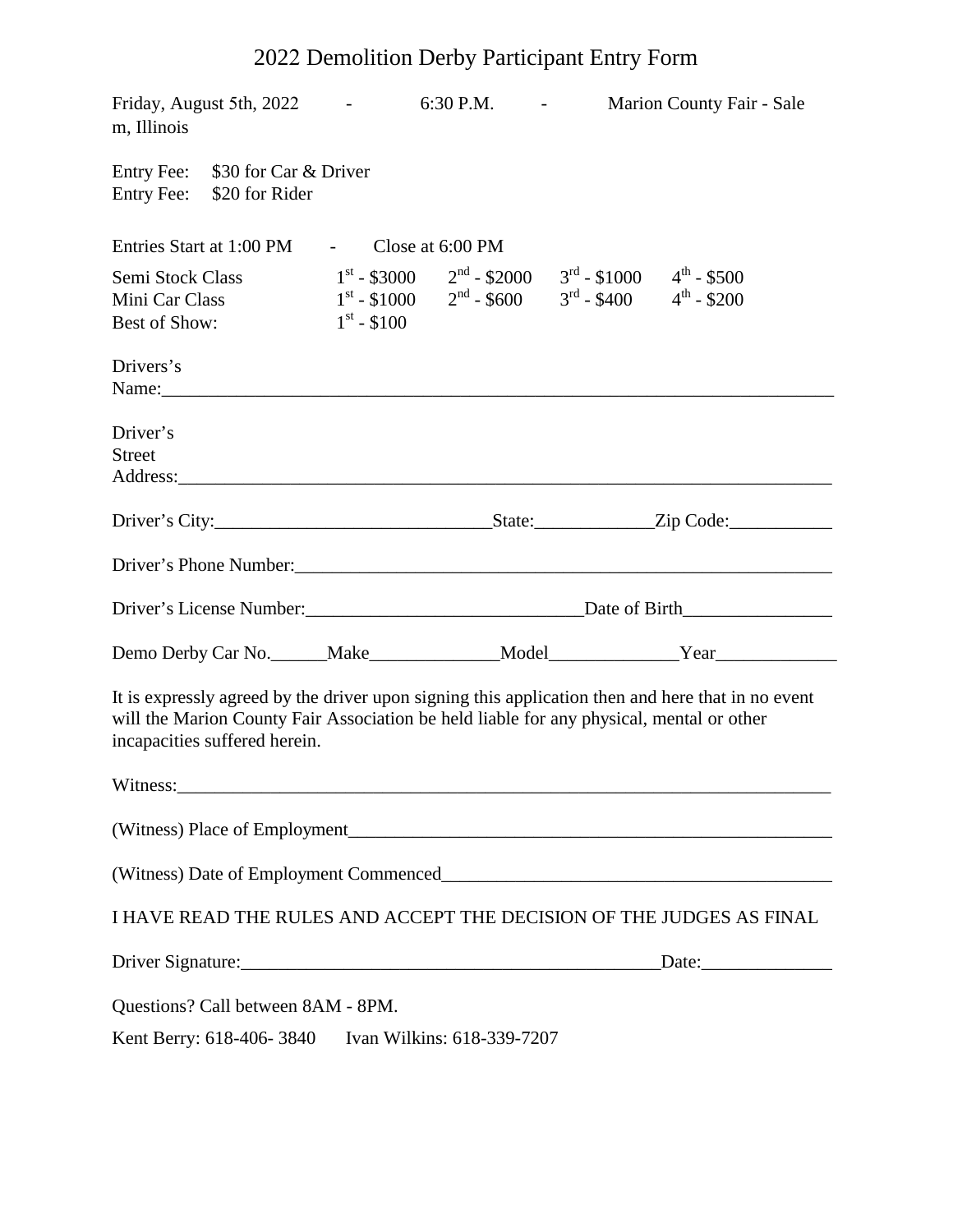# 2022 Demolition Derby Participant Entry Form

Friday, August 5th, 2022 - 6:30 P.M. - Marion County Fair - Salem, Illinois

Entry Fee: $30 for Car & Driver
Entry Fee: $20 for Rider

Entries Start at 1:00 PM - Close at 6:00 PM

| | | | | |
|---|---|---|---|---|
| Semi Stock Class | 1st - $3000 | 2nd - $2000 | 3rd - $1000 | 4th - $500 |
| Mini Car Class | 1st - $1000 | 2nd - $600 | 3rd - $400 | 4th - $200 |
| Best of Show: | 1st - $100 | | | |

Drivers's Name:_______________________________________________

Driver's Street Address:_______________________________________________

Driver's City:____________________State:__________Zip Code:__________

Driver's Phone Number:_______________________________________________

Driver's License Number:____________________Date of Birth______________

Demo Derby Car No.______Make_____________Model_____________Year____________

It is expressly agreed by the driver upon signing this application then and here that in no event will the Marion County Fair Association be held liable for any physical, mental or other incapacities suffered herein.

Witness:_______________________________________________

(Witness) Place of Employment_______________________________________________

(Witness) Date of Employment Commenced_______________________________________________

I HAVE READ THE RULES AND ACCEPT THE DECISION OF THE JUDGES AS FINAL

Driver Signature:_______________________________________________Date:______________

Questions? Call between 8AM - 8PM.

Kent Berry: 618-406- 3840 Ivan Wilkins: 618-339-7207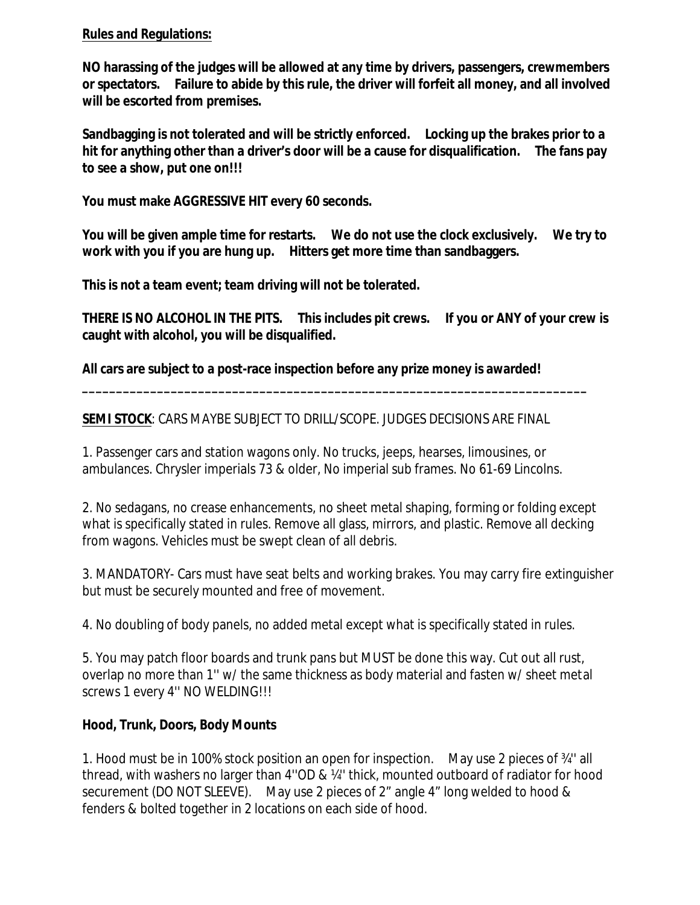**Rules and Regulations:**

**NO harassing of the judges will be allowed at any time by drivers, passengers, crewmembers or spectators. Failure to abide by this rule, the driver will forfeit all money, and all involved will be escorted from premises.**

**Sandbagging is not tolerated and will be strictly enforced. Locking up the brakes prior to a hit for anything other than a driver's door will be a cause for disqualification. The fans pay to see a show, put one on!!!**

**You must make AGGRESSIVE HIT every 60 seconds.**

**You will be given ample time for restarts. We do not use the clock exclusively. We try to work with you if you are hung up. Hitters get more time than sandbaggers.**

**This is not a team event; team driving will not be tolerated.**

**THERE IS NO ALCOHOL IN THE PITS. This includes pit crews. If you or ANY of your crew is caught with alcohol, you will be disqualified.**

**All cars are subject to a post-race inspection before any prize money is awarded!**

---

**SEMI STOCK**: CARS MAYBE SUBJECT TO DRILL/SCOPE. JUDGES DECISIONS ARE FINAL

1. Passenger cars and station wagons only. No trucks, jeeps, hearses, limousines, or ambulances. Chrysler imperials 73 & older, No imperial sub frames. No 61-69 Lincolns.

2. No sedagans, no crease enhancements, no sheet metal shaping, forming or folding except what is specifically stated in rules. Remove all glass, mirrors, and plastic. Remove all decking from wagons. Vehicles must be swept clean of all debris.

3. MANDATORY- Cars must have seat belts and working brakes. You may carry fire extinguisher but must be securely mounted and free of movement.

4. No doubling of body panels, no added metal except what is specifically stated in rules.

5. You may patch floor boards and trunk pans but MUST be done this way. Cut out all rust, overlap no more than 1'' w/ the same thickness as body material and fasten w/ sheet metal screws 1 every 4'' NO WELDING!!!

**Hood, Trunk, Doors, Body Mounts**

1. Hood must be in 100% stock position an open for inspection. May use 2 pieces of ¾'' all thread, with washers no larger than 4''OD & ¼'' thick, mounted outboard of radiator for hood securement (DO NOT SLEEVE). May use 2 pieces of 2" angle 4" long welded to hood & fenders & bolted together in 2 locations on each side of hood.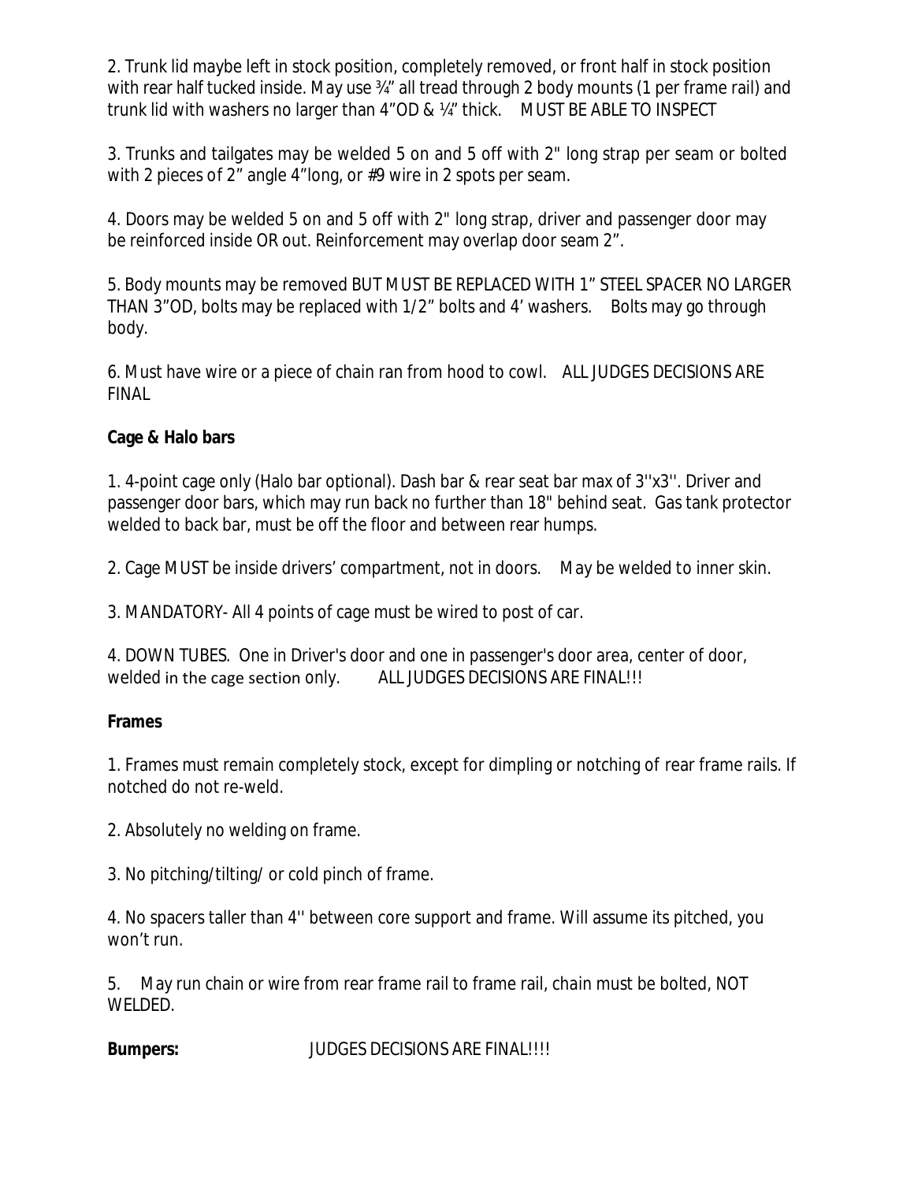2. Trunk lid maybe left in stock position, completely removed, or front half in stock position with rear half tucked inside. May use ¾" all tread through 2 body mounts (1 per frame rail) and trunk lid with washers no larger than 4"OD & ¼" thick. MUST BE ABLE TO INSPECT

3. Trunks and tailgates may be welded 5 on and 5 off with 2" long strap per seam or bolted with 2 pieces of 2" angle 4"long, or #9 wire in 2 spots per seam.

4. Doors may be welded 5 on and 5 off with 2" long strap, driver and passenger door may be reinforced inside OR out. Reinforcement may overlap door seam 2".

5. Body mounts may be removed BUT MUST BE REPLACED WITH 1" STEEL SPACER NO LARGER THAN 3"OD, bolts may be replaced with 1/2" bolts and 4' washers. Bolts may go through body.

6. Must have wire or a piece of chain ran from hood to cowl. ALL JUDGES DECISIONS ARE FINAL

**Cage & Halo bars**

1. 4-point cage only (Halo bar optional). Dash bar & rear seat bar max of 3''x3''. Driver and passenger door bars, which may run back no further than 18" behind seat. Gas tank protector welded to back bar, must be off the floor and between rear humps.

2. Cage MUST be inside drivers' compartment, not in doors. May be welded to inner skin.

3. MANDATORY- All 4 points of cage must be wired to post of car.

4. DOWN TUBES. One in Driver's door and one in passenger's door area, center of door, welded in the cage section only. ALL JUDGES DECISIONS ARE FINAL!!!

**Frames**

1. Frames must remain completely stock, except for dimpling or notching of rear frame rails. If notched do not re-weld.

2. Absolutely no welding on frame.

3. No pitching/tilting/ or cold pinch of frame.

4. No spacers taller than 4'' between core support and frame. Will assume its pitched, you won't run.

5. May run chain or wire from rear frame rail to frame rail, chain must be bolted, NOT WELDED.

**Bumpers:** JUDGES DECISIONS ARE FINAL!!!!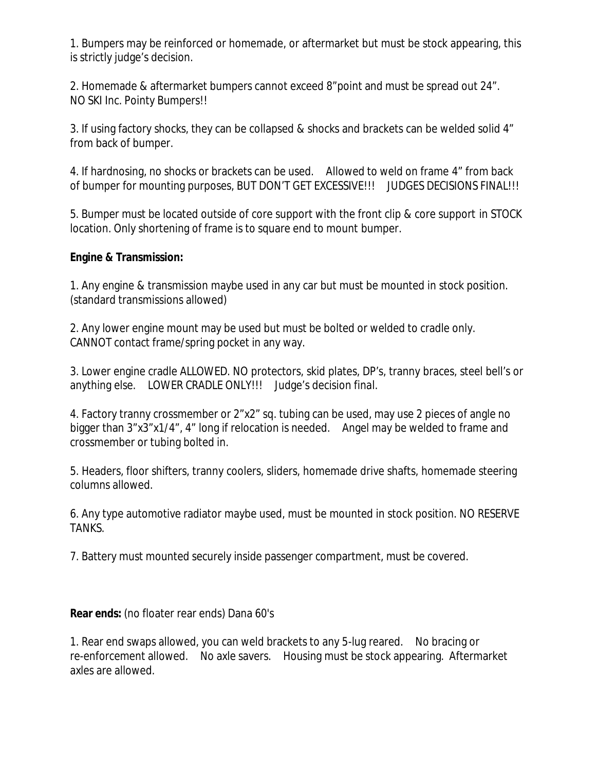1. Bumpers may be reinforced or homemade, or aftermarket but must be stock appearing, this is strictly judge's decision.

2. Homemade & aftermarket bumpers cannot exceed 8"point and must be spread out 24". NO SKI Inc. Pointy Bumpers!!

3. If using factory shocks, they can be collapsed & shocks and brackets can be welded solid 4" from back of bumper.

4. If hardnosing, no shocks or brackets can be used. Allowed to weld on frame 4" from back of bumper for mounting purposes, BUT DON'T GET EXCESSIVE!!! JUDGES DECISIONS FINAL!!!

5. Bumper must be located outside of core support with the front clip & core support in STOCK location. Only shortening of frame is to square end to mount bumper.

**Engine & Transmission:**

1. Any engine & transmission maybe used in any car but must be mounted in stock position. (standard transmissions allowed)

2. Any lower engine mount may be used but must be bolted or welded to cradle only. CANNOT contact frame/spring pocket in any way.

3. Lower engine cradle ALLOWED. NO protectors, skid plates, DP's, tranny braces, steel bell's or anything else. LOWER CRADLE ONLY!!! Judge's decision final.

4. Factory tranny crossmember or 2"x2" sq. tubing can be used, may use 2 pieces of angle no bigger than 3"x3"x1/4", 4" long if relocation is needed. Angel may be welded to frame and crossmember or tubing bolted in.

5. Headers, floor shifters, tranny coolers, sliders, homemade drive shafts, homemade steering columns allowed.

6. Any type automotive radiator maybe used, must be mounted in stock position. NO RESERVE TANKS.

7. Battery must mounted securely inside passenger compartment, must be covered.

**Rear ends:** (no floater rear ends) Dana 60's

1. Rear end swaps allowed, you can weld brackets to any 5-lug reared. No bracing or re-enforcement allowed. No axle savers. Housing must be stock appearing. Aftermarket axles are allowed.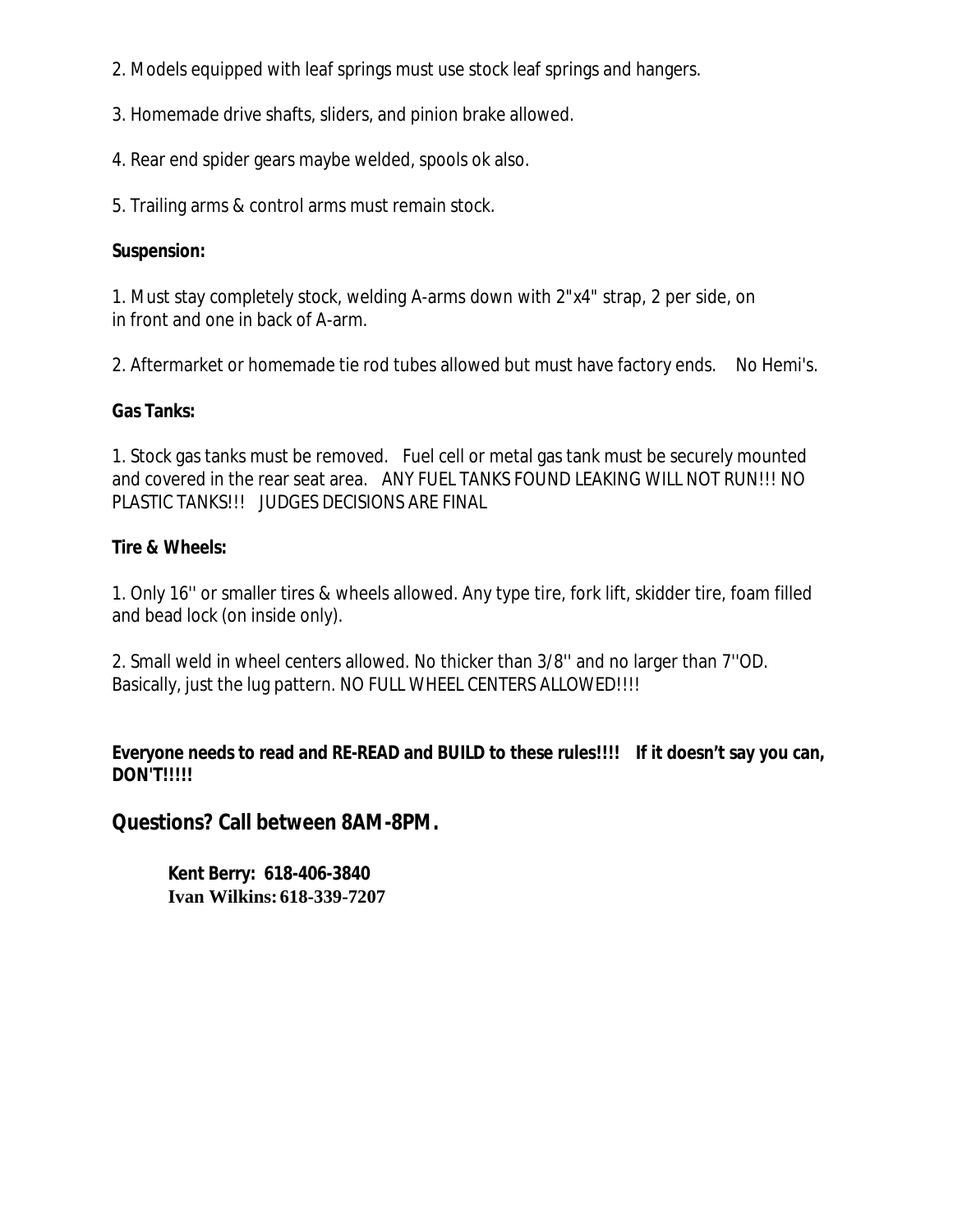2. Models equipped with leaf springs must use stock leaf springs and hangers.

3. Homemade drive shafts, sliders, and pinion brake allowed.

4. Rear end spider gears maybe welded, spools ok also.

5. Trailing arms & control arms must remain stock.

**Suspension:**

1. Must stay completely stock, welding A-arms down with 2"x4" strap, 2 per side, on in front and one in back of A-arm.

2. Aftermarket or homemade tie rod tubes allowed but must have factory ends. No Hemi's.

**Gas Tanks:**

1. Stock gas tanks must be removed. Fuel cell or metal gas tank must be securely mounted and covered in the rear seat area. ANY FUEL TANKS FOUND LEAKING WILL NOT RUN!!! NO PLASTIC TANKS!!! JUDGES DECISIONS ARE FINAL

**Tire & Wheels:**

1. Only 16'' or smaller tires & wheels allowed. Any type tire, fork lift, skidder tire, foam filled and bead lock (on inside only).

2. Small weld in wheel centers allowed. No thicker than 3/8'' and no larger than 7''OD. Basically, just the lug pattern. NO FULL WHEEL CENTERS ALLOWED!!!!

**Everyone needs to read and RE-READ and BUILD to these rules!!!! If it doesn't say you can, DON'T!!!!!**

## Questions? Call between 8AM-8PM.

**Kent Berry: 618-406-3840**
**Ivan Wilkins: 618-339-7207**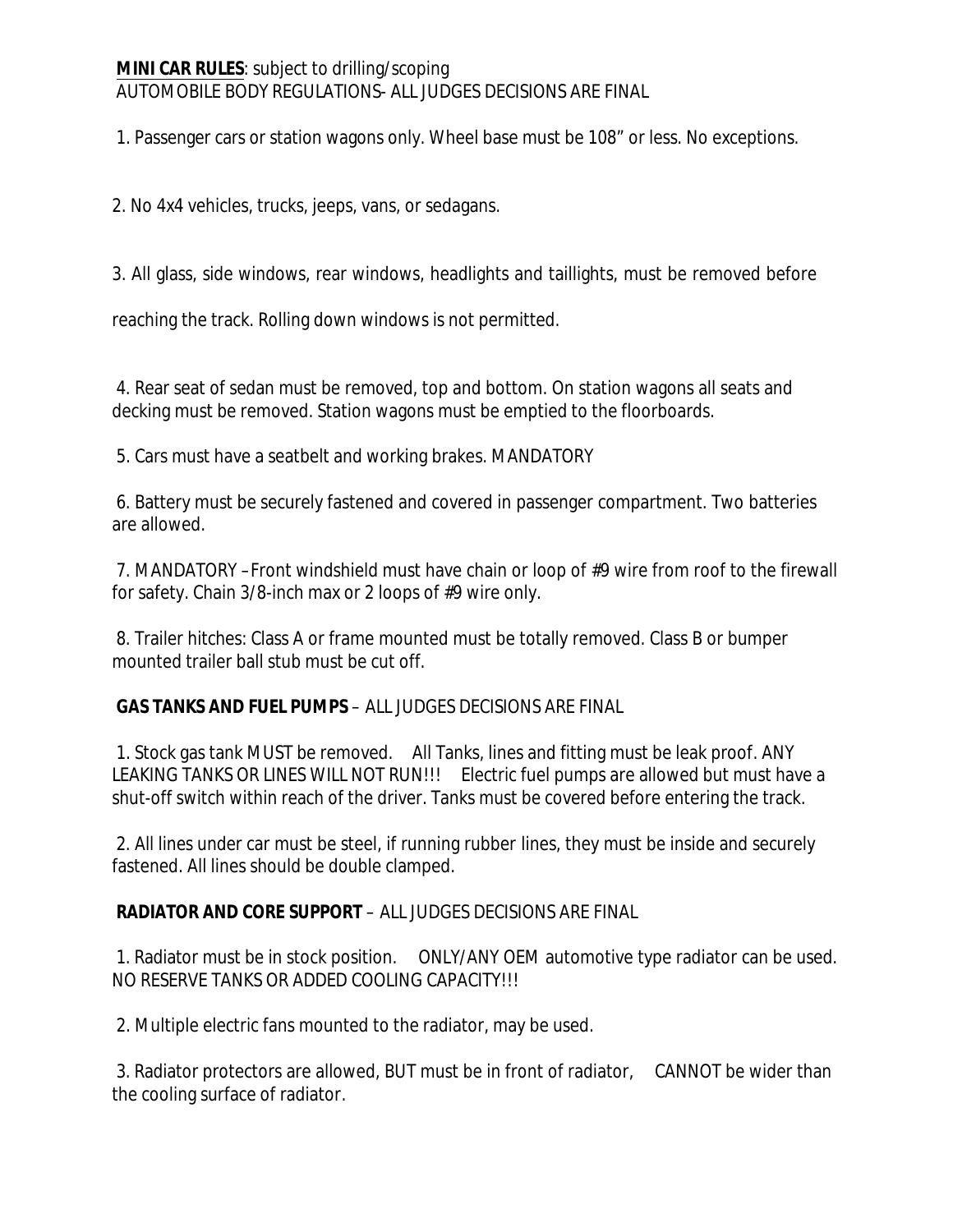**<u>MINI CAR RULES</u>**: subject to drilling/scoping
AUTOMOBILE BODY REGULATIONS- ALL JUDGES DECISIONS ARE FINAL

1. Passenger cars or station wagons only. Wheel base must be 108" or less. No exceptions.

2. No 4x4 vehicles, trucks, jeeps, vans, or sedagans.

3. All glass, side windows, rear windows, headlights and taillights, must be removed before reaching the track. Rolling down windows is not permitted.

4. Rear seat of sedan must be removed, top and bottom. On station wagons all seats and decking must be removed. Station wagons must be emptied to the floorboards.

5. Cars must have a seatbelt and working brakes. MANDATORY

6. Battery must be securely fastened and covered in passenger compartment. Two batteries are allowed.

7. MANDATORY – Front windshield must have chain or loop of #9 wire from roof to the firewall for safety. Chain 3/8-inch max or 2 loops of #9 wire only.

8. Trailer hitches: Class A or frame mounted must be totally removed. Class B or bumper mounted trailer ball stub must be cut off.

**GAS TANKS AND FUEL PUMPS** – ALL JUDGES DECISIONS ARE FINAL

1. Stock gas tank MUST be removed. All Tanks, lines and fitting must be leak proof. ANY LEAKING TANKS OR LINES WILL NOT RUN!!! Electric fuel pumps are allowed but must have a shut-off switch within reach of the driver. Tanks must be covered before entering the track.

2. All lines under car must be steel, if running rubber lines, they must be inside and securely fastened. All lines should be double clamped.

**RADIATOR AND CORE SUPPORT** – ALL JUDGES DECISIONS ARE FINAL

1. Radiator must be in stock position. ONLY/ANY OEM automotive type radiator can be used. NO RESERVE TANKS OR ADDED COOLING CAPACITY!!!

2. Multiple electric fans mounted to the radiator, may be used.

3. Radiator protectors are allowed, BUT must be in front of radiator, CANNOT be wider than the cooling surface of radiator.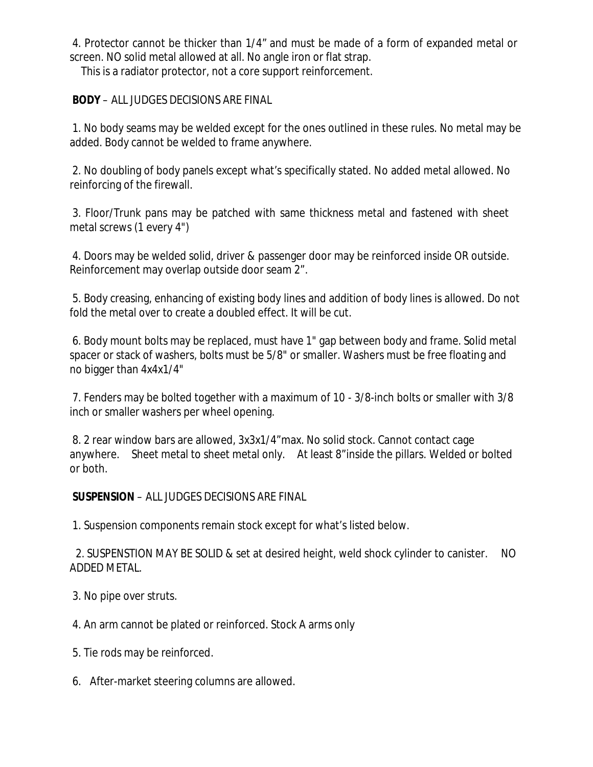4. Protector cannot be thicker than 1/4" and must be made of a form of expanded metal or screen. NO solid metal allowed at all. No angle iron or flat strap.
This is a radiator protector, not a core support reinforcement.

**BODY** – ALL JUDGES DECISIONS ARE FINAL

1. No body seams may be welded except for the ones outlined in these rules. No metal may be added. Body cannot be welded to frame anywhere.

2. No doubling of body panels except what's specifically stated. No added metal allowed. No reinforcing of the firewall.

3. Floor/Trunk pans may be patched with same thickness metal and fastened with sheet metal screws (1 every 4")

4. Doors may be welded solid, driver & passenger door may be reinforced inside OR outside. Reinforcement may overlap outside door seam 2".

5. Body creasing, enhancing of existing body lines and addition of body lines is allowed. Do not fold the metal over to create a doubled effect. It will be cut.

6. Body mount bolts may be replaced, must have 1" gap between body and frame. Solid metal spacer or stack of washers, bolts must be 5/8" or smaller. Washers must be free floating and no bigger than 4x4x1/4"

7. Fenders may be bolted together with a maximum of 10 - 3/8-inch bolts or smaller with 3/8 inch or smaller washers per wheel opening.

8. 2 rear window bars are allowed, 3x3x1/4"max. No solid stock. Cannot contact cage anywhere. Sheet metal to sheet metal only. At least 8"inside the pillars. Welded or bolted or both.

**SUSPENSION** – ALL JUDGES DECISIONS ARE FINAL

1. Suspension components remain stock except for what's listed below.

2. SUSPENSTION MAY BE SOLID & set at desired height, weld shock cylinder to canister. NO ADDED METAL.

3. No pipe over struts.

4. An arm cannot be plated or reinforced. Stock A arms only

5. Tie rods may be reinforced.

6. After-market steering columns are allowed.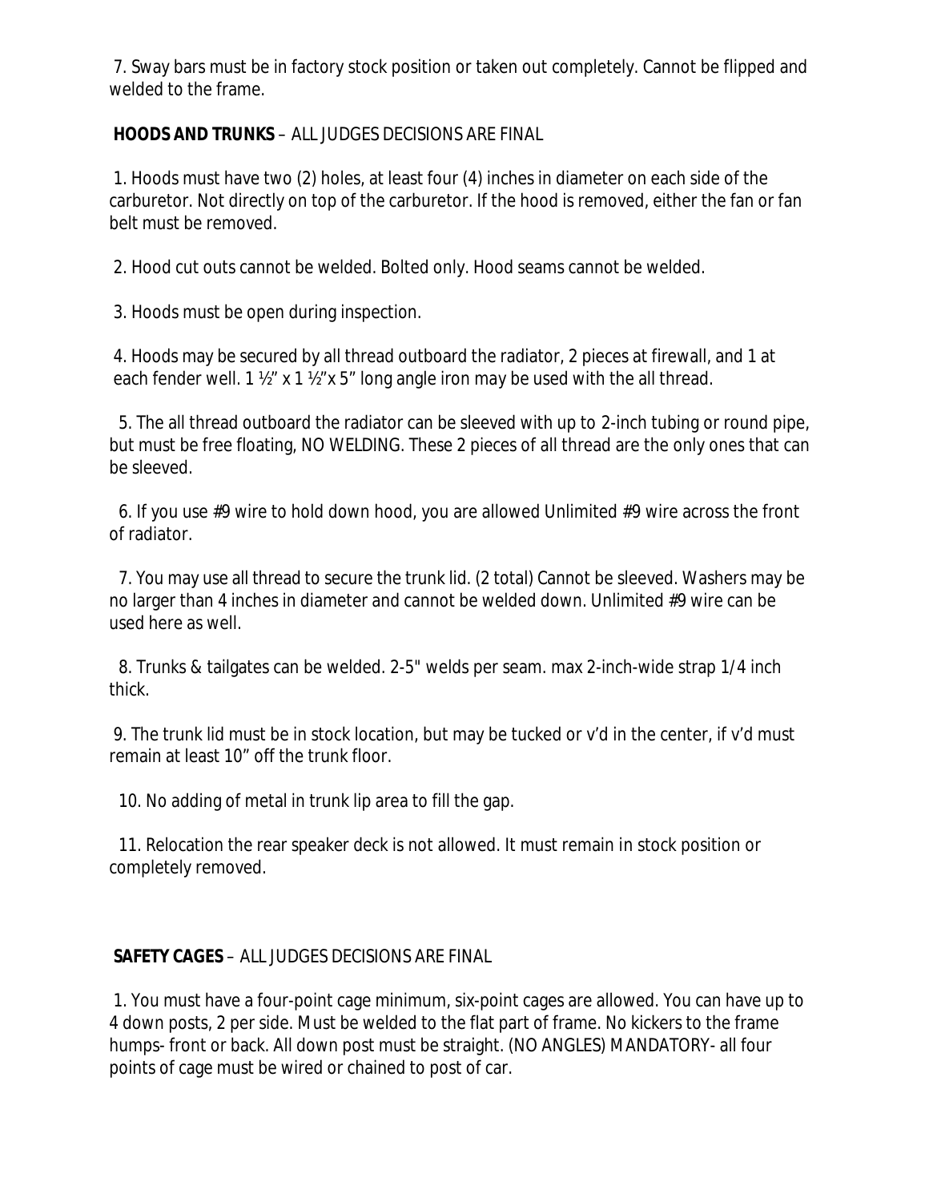7. Sway bars must be in factory stock position or taken out completely. Cannot be flipped and welded to the frame.

**HOODS AND TRUNKS** – ALL JUDGES DECISIONS ARE FINAL

1. Hoods must have two (2) holes, at least four (4) inches in diameter on each side of the carburetor. Not directly on top of the carburetor. If the hood is removed, either the fan or fan belt must be removed.

2. Hood cut outs cannot be welded. Bolted only. Hood seams cannot be welded.

3. Hoods must be open during inspection.

4. Hoods may be secured by all thread outboard the radiator, 2 pieces at firewall, and 1 at each fender well. 1 ½" x 1 ½"x 5" long angle iron may be used with the all thread.

5. The all thread outboard the radiator can be sleeved with up to 2-inch tubing or round pipe, but must be free floating, NO WELDING. These 2 pieces of all thread are the only ones that can be sleeved.

6. If you use #9 wire to hold down hood, you are allowed Unlimited #9 wire across the front of radiator.

7. You may use all thread to secure the trunk lid. (2 total) Cannot be sleeved. Washers may be no larger than 4 inches in diameter and cannot be welded down. Unlimited #9 wire can be used here as well.

8. Trunks & tailgates can be welded. 2-5" welds per seam. max 2-inch-wide strap 1/4 inch thick.

9. The trunk lid must be in stock location, but may be tucked or v'd in the center, if v'd must remain at least 10" off the trunk floor.

10. No adding of metal in trunk lip area to fill the gap.

11. Relocation the rear speaker deck is not allowed. It must remain in stock position or completely removed.

**SAFETY CAGES** – ALL JUDGES DECISIONS ARE FINAL

1. You must have a four-point cage minimum, six-point cages are allowed. You can have up to 4 down posts, 2 per side. Must be welded to the flat part of frame. No kickers to the frame humps- front or back. All down post must be straight. (NO ANGLES) MANDATORY- all four points of cage must be wired or chained to post of car.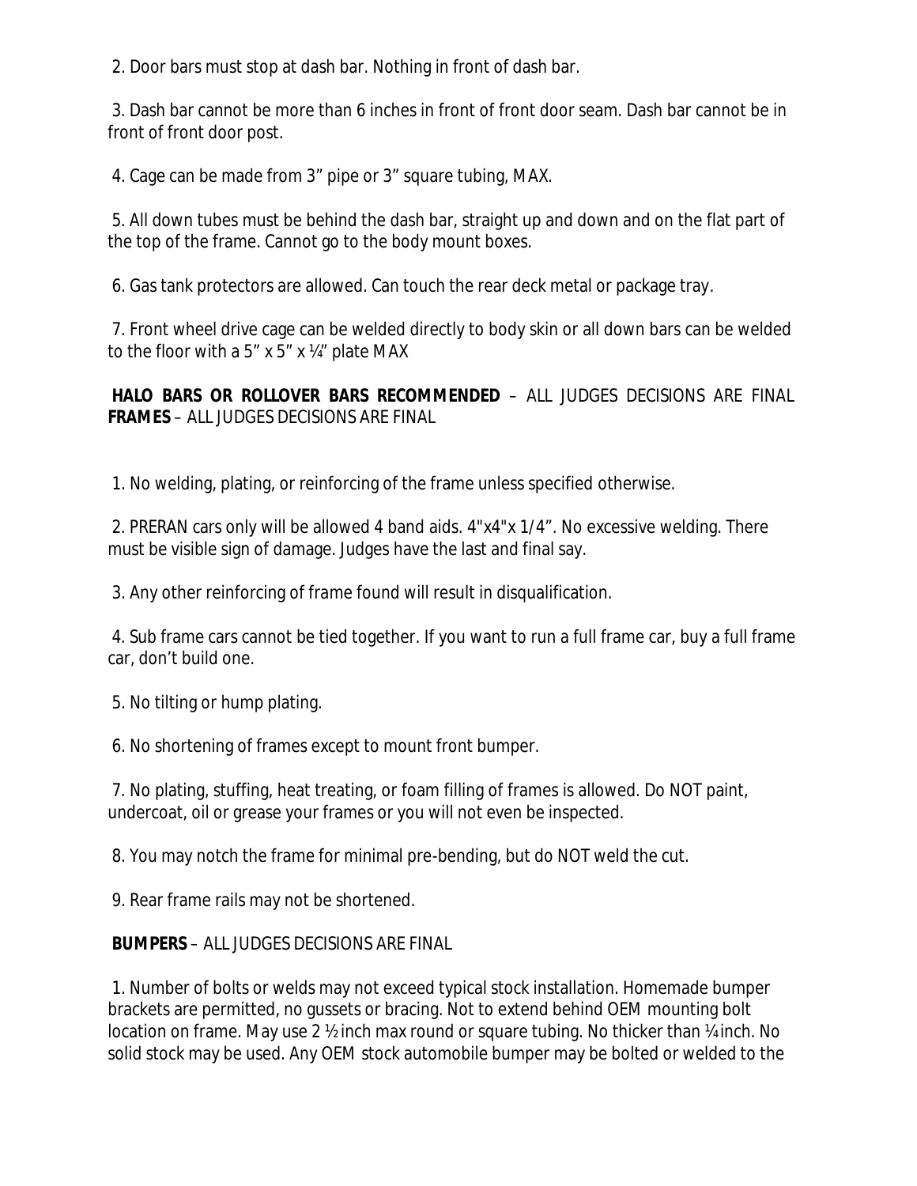2. Door bars must stop at dash bar. Nothing in front of dash bar.

3. Dash bar cannot be more than 6 inches in front of front door seam. Dash bar cannot be in front of front door post.

4. Cage can be made from 3" pipe or 3" square tubing, MAX.

5. All down tubes must be behind the dash bar, straight up and down and on the flat part of the top of the frame. Cannot go to the body mount boxes.

6. Gas tank protectors are allowed. Can touch the rear deck metal or package tray.

7. Front wheel drive cage can be welded directly to body skin or all down bars can be welded to the floor with a 5" x 5" x ¼" plate MAX

**HALO BARS OR ROLLOVER BARS RECOMMENDED** – ALL JUDGES DECISIONS ARE FINAL

**FRAMES** – ALL JUDGES DECISIONS ARE FINAL

1. No welding, plating, or reinforcing of the frame unless specified otherwise.

2. PRERAN cars only will be allowed 4 band aids. 4"x4"x 1/4". No excessive welding. There must be visible sign of damage. Judges have the last and final say.

3. Any other reinforcing of frame found will result in disqualification.

4. Sub frame cars cannot be tied together. If you want to run a full frame car, buy a full frame car, don't build one.

5. No tilting or hump plating.

6. No shortening of frames except to mount front bumper.

7. No plating, stuffing, heat treating, or foam filling of frames is allowed. Do NOT paint, undercoat, oil or grease your frames or you will not even be inspected.

8. You may notch the frame for minimal pre-bending, but do NOT weld the cut.

9. Rear frame rails may not be shortened.

**BUMPERS** – ALL JUDGES DECISIONS ARE FINAL

1. Number of bolts or welds may not exceed typical stock installation. Homemade bumper brackets are permitted, no gussets or bracing. Not to extend behind OEM mounting bolt location on frame. May use 2 ½ inch max round or square tubing. No thicker than ¼ inch. No solid stock may be used. Any OEM stock automobile bumper may be bolted or welded to the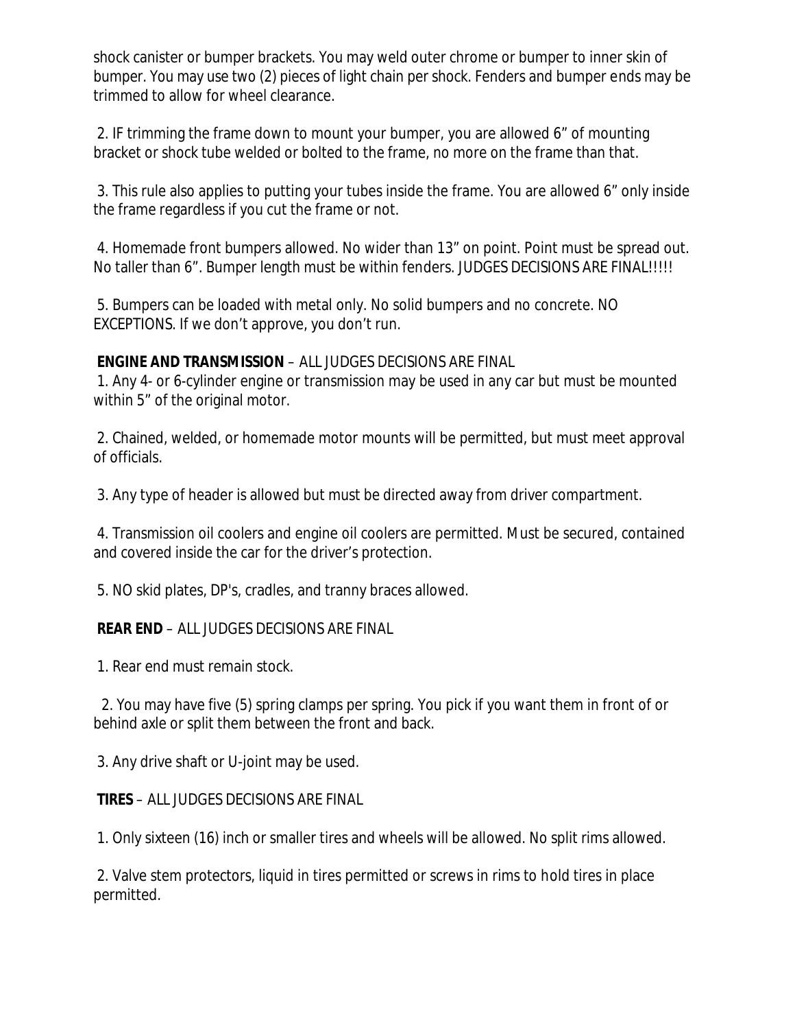shock canister or bumper brackets. You may weld outer chrome or bumper to inner skin of bumper. You may use two (2) pieces of light chain per shock. Fenders and bumper ends may be trimmed to allow for wheel clearance.

2. IF trimming the frame down to mount your bumper, you are allowed 6" of mounting bracket or shock tube welded or bolted to the frame, no more on the frame than that.

3. This rule also applies to putting your tubes inside the frame. You are allowed 6" only inside the frame regardless if you cut the frame or not.

4. Homemade front bumpers allowed. No wider than 13" on point. Point must be spread out. No taller than 6". Bumper length must be within fenders. JUDGES DECISIONS ARE FINAL!!!!!

5. Bumpers can be loaded with metal only. No solid bumpers and no concrete. NO EXCEPTIONS. If we don't approve, you don't run.

**ENGINE AND TRANSMISSION** – ALL JUDGES DECISIONS ARE FINAL

1. Any 4- or 6-cylinder engine or transmission may be used in any car but must be mounted within 5" of the original motor.

2. Chained, welded, or homemade motor mounts will be permitted, but must meet approval of officials.

3. Any type of header is allowed but must be directed away from driver compartment.

4. Transmission oil coolers and engine oil coolers are permitted. Must be secured, contained and covered inside the car for the driver's protection.

5. NO skid plates, DP's, cradles, and tranny braces allowed.

**REAR END** – ALL JUDGES DECISIONS ARE FINAL

1. Rear end must remain stock.

2. You may have five (5) spring clamps per spring. You pick if you want them in front of or behind axle or split them between the front and back.

3. Any drive shaft or U-joint may be used.

**TIRES** – ALL JUDGES DECISIONS ARE FINAL

1. Only sixteen (16) inch or smaller tires and wheels will be allowed. No split rims allowed.

2. Valve stem protectors, liquid in tires permitted or screws in rims to hold tires in place permitted.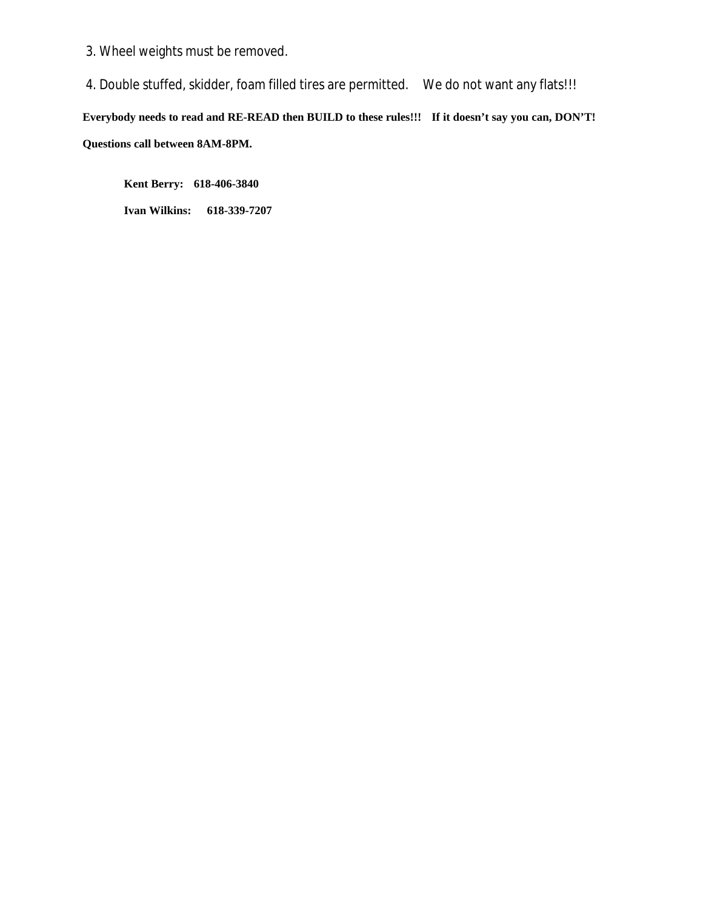3. Wheel weights must be removed.

4. Double stuffed, skidder, foam filled tires are permitted.   We do not want any flats!!!

**Everybody needs to read and RE-READ then BUILD to these rules!!!   If it doesn't say you can, DON'T!**

**Questions call between 8AM-8PM.**

**Kent Berry:   618-406-3840**

**Ivan Wilkins:   618-339-7207**